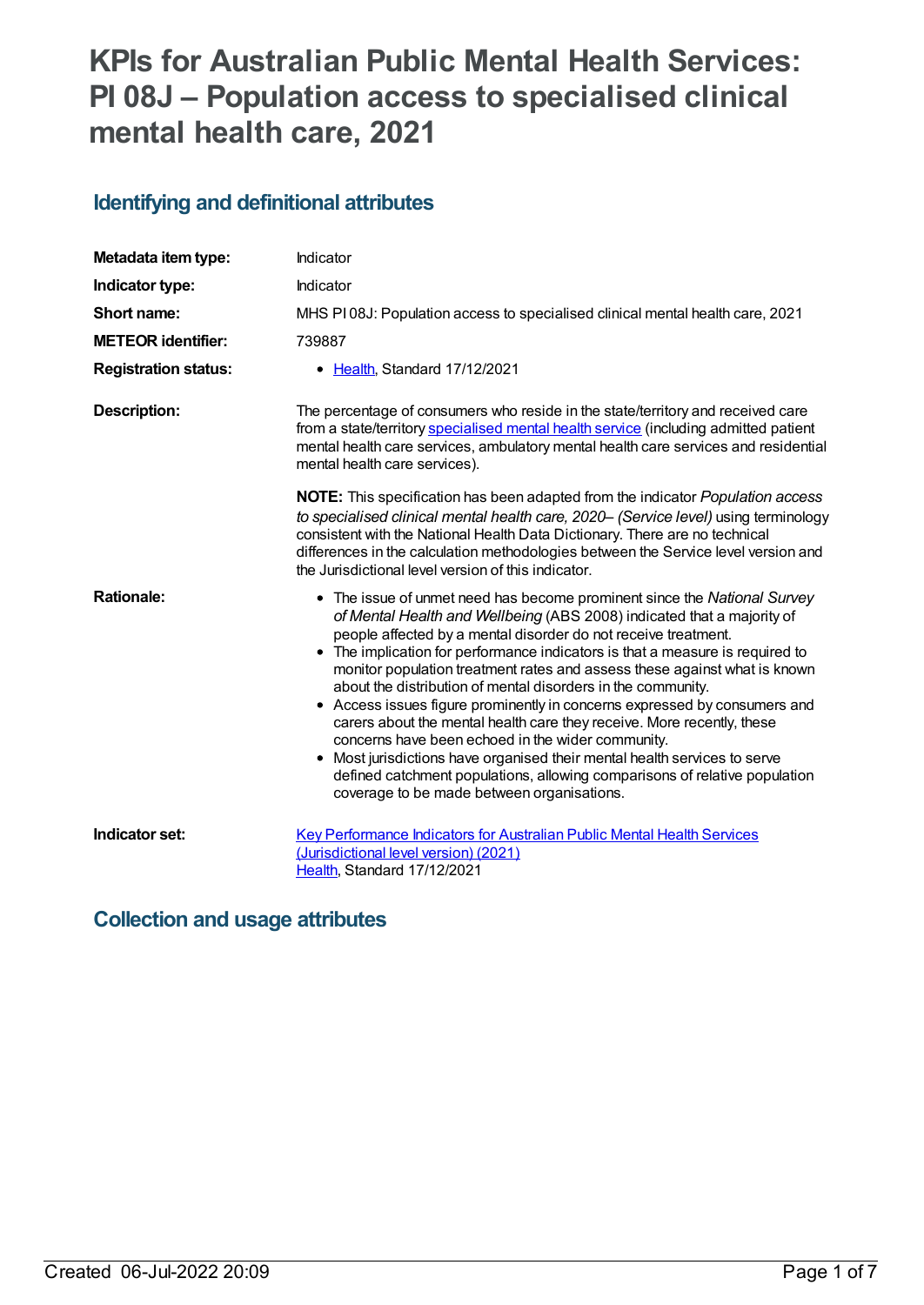# KPIs for Australian Public Mental Health Services: PI 08J – Population access to specialised clinical mental health care, 2021

## Identifying and definitional attributes

| | |
|---|---|
| **Metadata item type:** | Indicator |
| **Indicator type:** | Indicator |
| **Short name:** | MHS PI 08J: Population access to specialised clinical mental health care, 2021 |
| **METEOR identifier:** | 739887 |
| **Registration status:** | • Health, Standard 17/12/2021 |
| **Description:** | The percentage of consumers who reside in the state/territory and received care from a state/territory specialised mental health service (including admitted patient mental health care services, ambulatory mental health care services and residential mental health care services).<br><br>**NOTE:** This specification has been adapted from the indicator *Population access to specialised clinical mental health care, 2020– (Service level)* using terminology consistent with the National Health Data Dictionary. There are no technical differences in the calculation methodologies between the Service level version and the Jurisdictional level version of this indicator. |
| **Rationale:** | • The issue of unmet need has become prominent since the *National Survey of Mental Health and Wellbeing* (ABS 2008) indicated that a majority of people affected by a mental disorder do not receive treatment.<br>• The implication for performance indicators is that a measure is required to monitor population treatment rates and assess these against what is known about the distribution of mental disorders in the community.<br>• Access issues figure prominently in concerns expressed by consumers and carers about the mental health care they receive. More recently, these concerns have been echoed in the wider community.<br>• Most jurisdictions have organised their mental health services to serve defined catchment populations, allowing comparisons of relative population coverage to be made between organisations. |
| **Indicator set:** | Key Performance Indicators for Australian Public Mental Health Services (Jurisdictional level version) (2021)<br>Health, Standard 17/12/2021 |

## Collection and usage attributes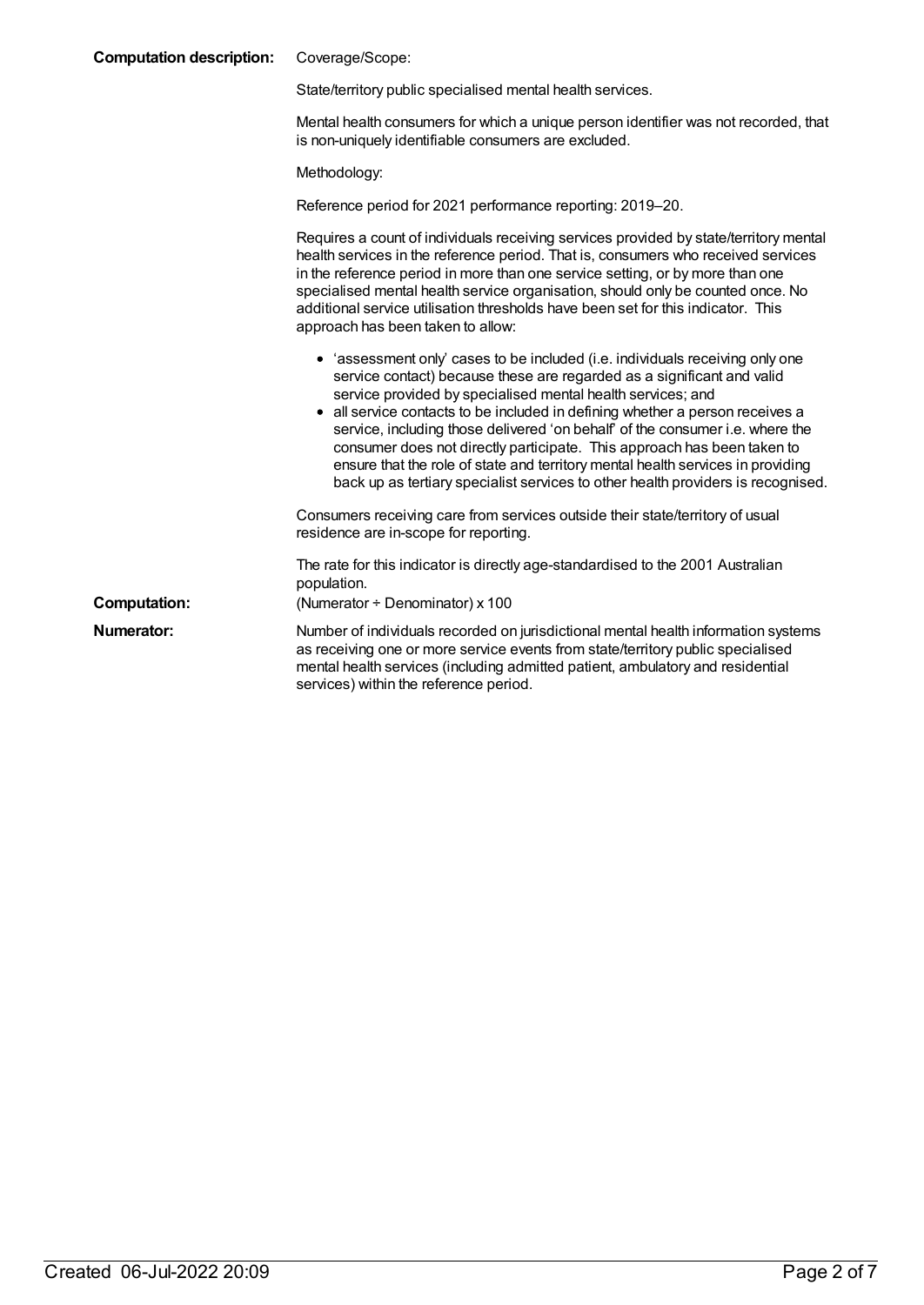**Computation description:** Coverage/Scope:

State/territory public specialised mental health services.

Mental health consumers for which a unique person identifier was not recorded, that is non-uniquely identifiable consumers are excluded.

Methodology:

Reference period for 2021 performance reporting: 2019–20.

Requires a count of individuals receiving services provided by state/territory mental health services in the reference period. That is, consumers who received services in the reference period in more than one service setting, or by more than one specialised mental health service organisation, should only be counted once. No additional service utilisation thresholds have been set for this indicator. This approach has been taken to allow:

- 'assessment only' cases to be included (i.e. individuals receiving only one service contact) because these are regarded as a significant and valid service provided by specialised mental health services; and
- all service contacts to be included in defining whether a person receives a service, including those delivered 'on behalf' of the consumer i.e. where the consumer does not directly participate. This approach has been taken to ensure that the role of state and territory mental health services in providing back up as tertiary specialist services to other health providers is recognised.

Consumers receiving care from services outside their state/territory of usual residence are in-scope for reporting.

The rate for this indicator is directly age-standardised to the 2001 Australian population.

**Computation:** (Numerator ÷ Denominator) x 100

**Numerator:** Number of individuals recorded on jurisdictional mental health information systems as receiving one or more service events from state/territory public specialised mental health services (including admitted patient, ambulatory and residential services) within the reference period.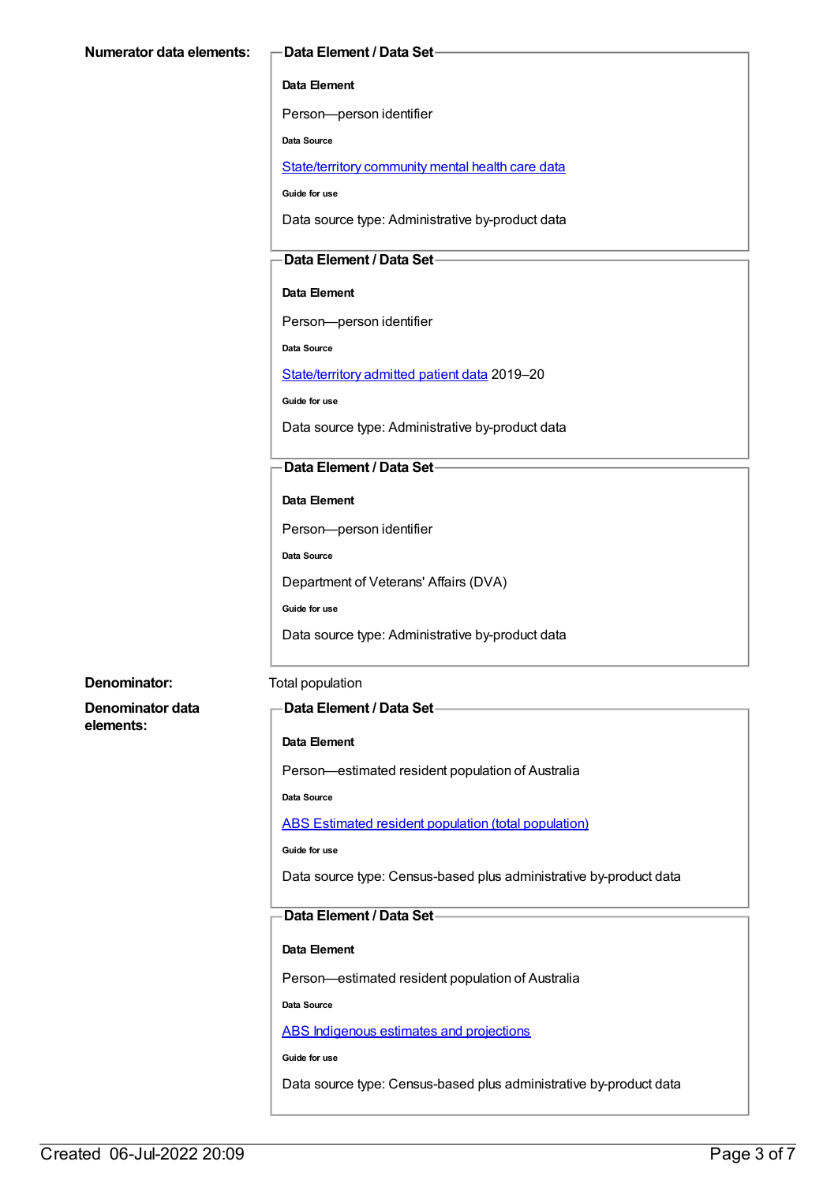**Numerator data elements:**

**Data Element / Data Set**

**Data Element**

Person—person identifier

**Data Source**

State/territory community mental health care data

**Guide for use**

Data source type: Administrative by-product data

**Data Element / Data Set**

**Data Element**

Person—person identifier

**Data Source**

State/territory admitted patient data 2019–20

**Guide for use**

Data source type: Administrative by-product data

**Data Element / Data Set**

**Data Element**

Person—person identifier

**Data Source**

Department of Veterans' Affairs (DVA)

**Guide for use**

Data source type: Administrative by-product data

**Denominator:** Total population

**Denominator data elements:**

**Data Element / Data Set**

**Data Element**

Person—estimated resident population of Australia

**Data Source**

ABS Estimated resident population (total population)

**Guide for use**

Data source type: Census-based plus administrative by-product data

**Data Element / Data Set**

**Data Element**

Person—estimated resident population of Australia

**Data Source**

ABS Indigenous estimates and projections

**Guide for use**

Data source type: Census-based plus administrative by-product data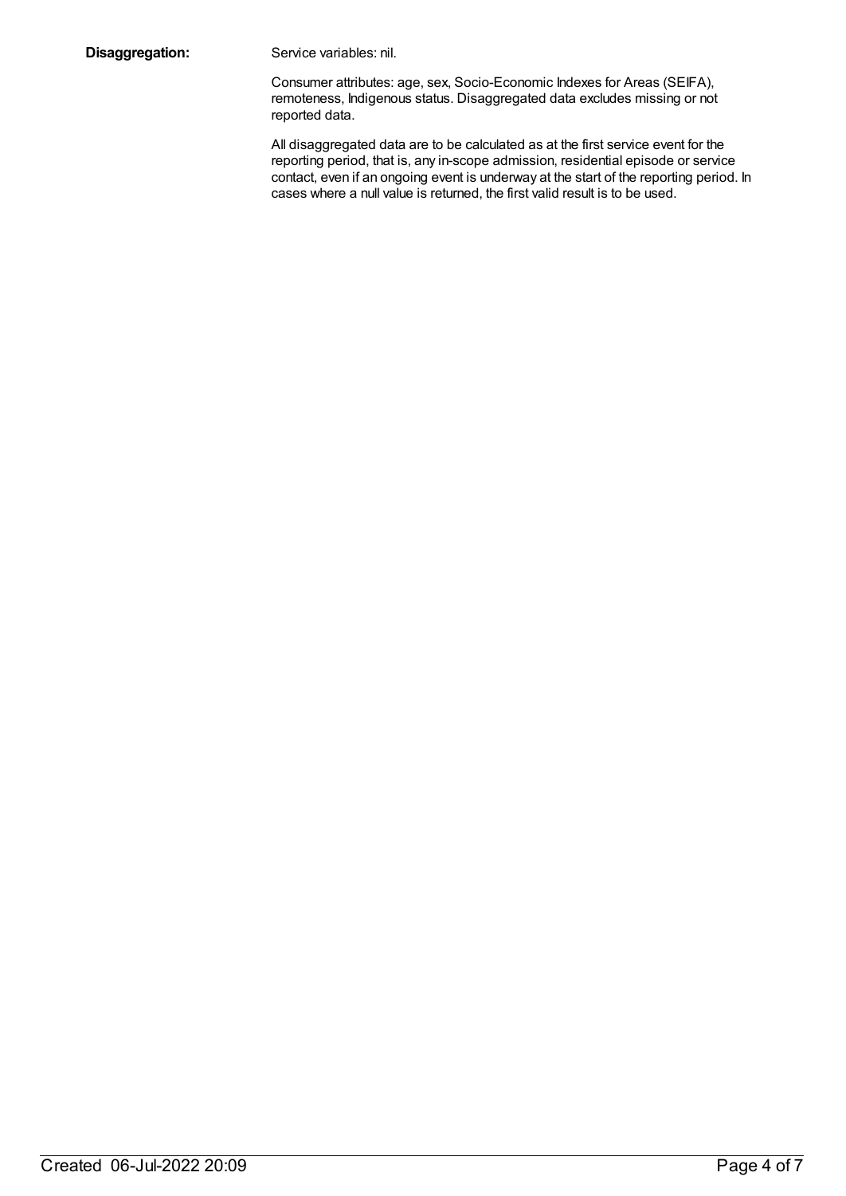**Disaggregation:** Service variables: nil.

Consumer attributes: age, sex, Socio-Economic Indexes for Areas (SEIFA), remoteness, Indigenous status. Disaggregated data excludes missing or not reported data.

All disaggregated data are to be calculated as at the first service event for the reporting period, that is, any in-scope admission, residential episode or service contact, even if an ongoing event is underway at the start of the reporting period. In cases where a null value is returned, the first valid result is to be used.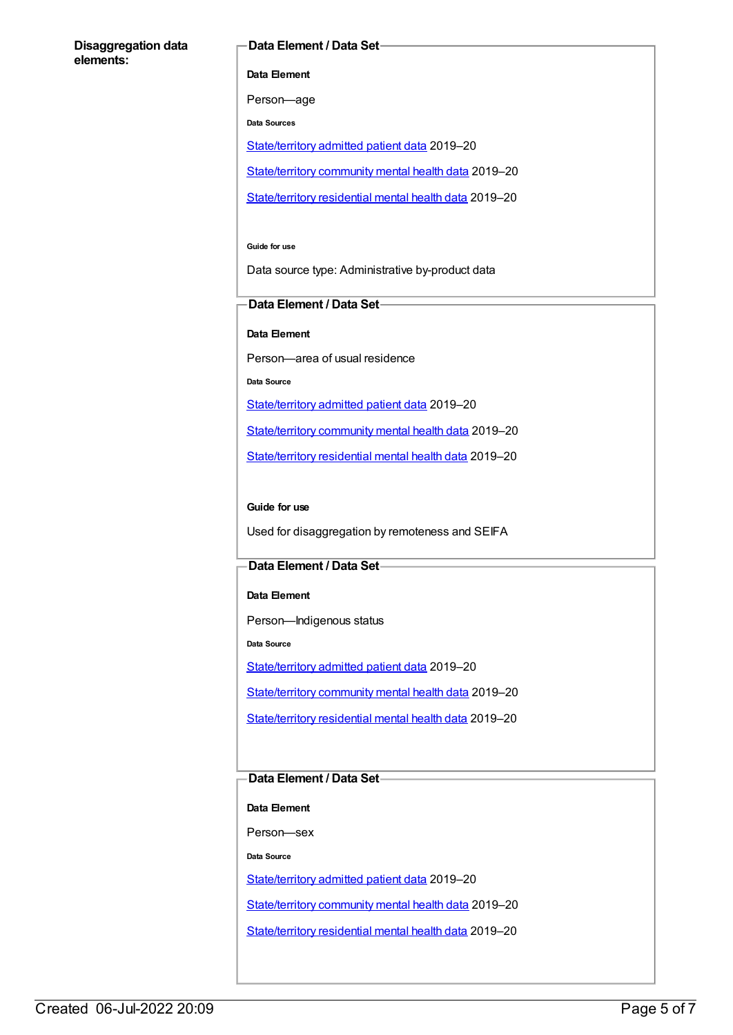**Disaggregation data elements:**

**Data Element / Data Set**

**Data Element**

Person—age

**Data Sources**

State/territory admitted patient data 2019–20

State/territory community mental health data 2019–20

State/territory residential mental health data 2019–20

**Guide for use**

Data source type: Administrative by-product data

**Data Element / Data Set**

**Data Element**

Person—area of usual residence

**Data Source**

State/territory admitted patient data 2019–20

State/territory community mental health data 2019–20

State/territory residential mental health data 2019–20

**Guide for use**

Used for disaggregation by remoteness and SEIFA

**Data Element / Data Set**

**Data Element**

Person—Indigenous status

**Data Source**

State/territory admitted patient data 2019–20

State/territory community mental health data 2019–20

State/territory residential mental health data 2019–20

**Data Element / Data Set**

**Data Element**

Person—sex

**Data Source**

State/territory admitted patient data 2019–20

State/territory community mental health data 2019–20

State/territory residential mental health data 2019–20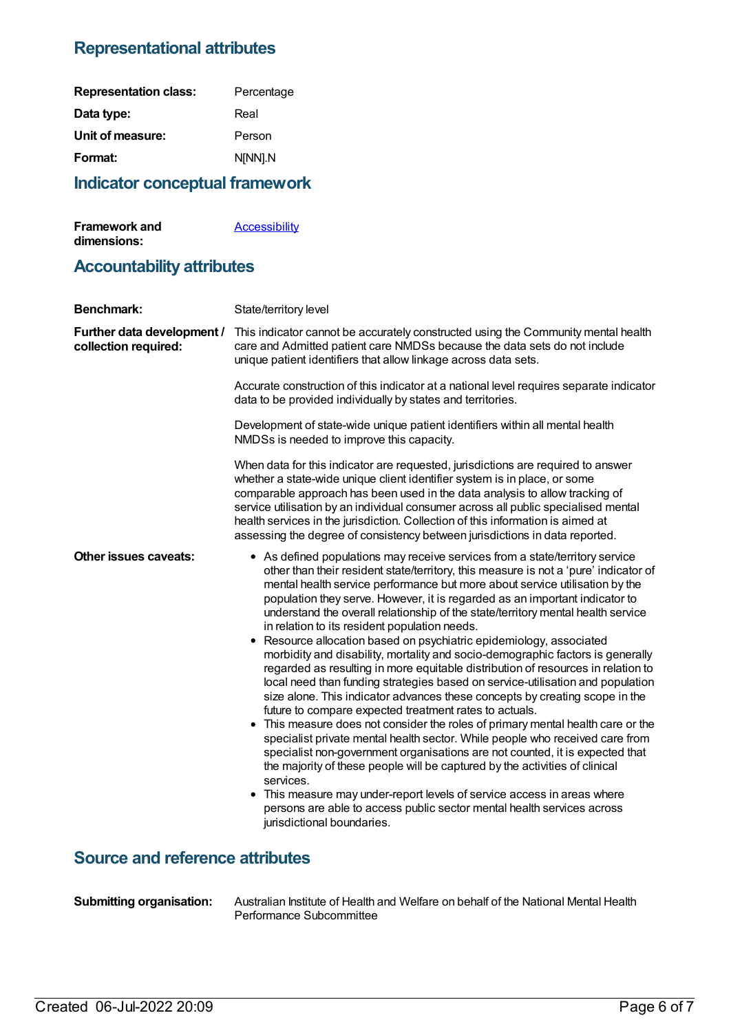## Representational attributes

**Representation class:** Percentage

**Data type:** Real

**Unit of measure:** Person

**Format:** N[NN].N

## Indicator conceptual framework

**Framework and dimensions:** Accessibility

## Accountability attributes

**Benchmark:** State/territory level

**Further data development / collection required:** This indicator cannot be accurately constructed using the Community mental health care and Admitted patient care NMDSs because the data sets do not include unique patient identifiers that allow linkage across data sets.

Accurate construction of this indicator at a national level requires separate indicator data to be provided individually by states and territories.

Development of state-wide unique patient identifiers within all mental health NMDSs is needed to improve this capacity.

When data for this indicator are requested, jurisdictions are required to answer whether a state-wide unique client identifier system is in place, or some comparable approach has been used in the data analysis to allow tracking of service utilisation by an individual consumer across all public specialised mental health services in the jurisdiction. Collection of this information is aimed at assessing the degree of consistency between jurisdictions in data reported.

**Other issues caveats:**

- As defined populations may receive services from a state/territory service other than their resident state/territory, this measure is not a 'pure' indicator of mental health service performance but more about service utilisation by the population they serve. However, it is regarded as an important indicator to understand the overall relationship of the state/territory mental health service in relation to its resident population needs.
- Resource allocation based on psychiatric epidemiology, associated morbidity and disability, mortality and socio-demographic factors is generally regarded as resulting in more equitable distribution of resources in relation to local need than funding strategies based on service-utilisation and population size alone. This indicator advances these concepts by creating scope in the future to compare expected treatment rates to actuals.
- This measure does not consider the roles of primary mental health care or the specialist private mental health sector. While people who received care from specialist non-government organisations are not counted, it is expected that the majority of these people will be captured by the activities of clinical services.
- This measure may under-report levels of service access in areas where persons are able to access public sector mental health services across jurisdictional boundaries.

## Source and reference attributes

**Submitting organisation:** Australian Institute of Health and Welfare on behalf of the National Mental Health Performance Subcommittee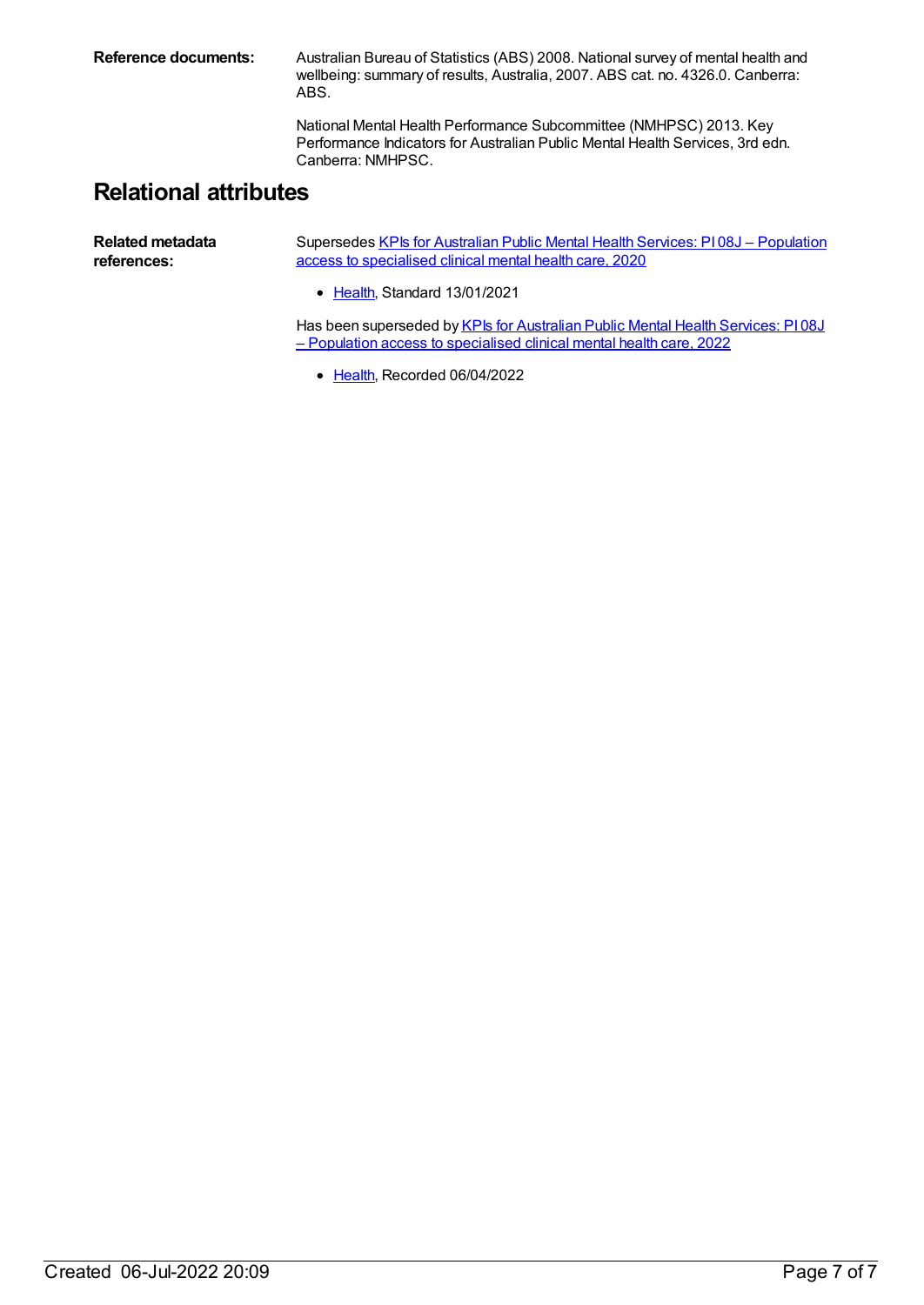**Reference documents:**

Australian Bureau of Statistics (ABS) 2008. National survey of mental health and wellbeing: summary of results, Australia, 2007. ABS cat. no. 4326.0. Canberra: ABS.

National Mental Health Performance Subcommittee (NMHPSC) 2013. Key Performance Indicators for Australian Public Mental Health Services, 3rd edn. Canberra: NMHPSC.

## Relational attributes

**Related metadata references:**

Supersedes [KPIs for Australian Public Mental Health Services: PI 08J – Population access to specialised clinical mental health care, 2020]()

- [Health](), Standard 13/01/2021

Has been superseded by [KPIs for Australian Public Mental Health Services: PI 08J – Population access to specialised clinical mental health care, 2022]()

- [Health](), Recorded 06/04/2022